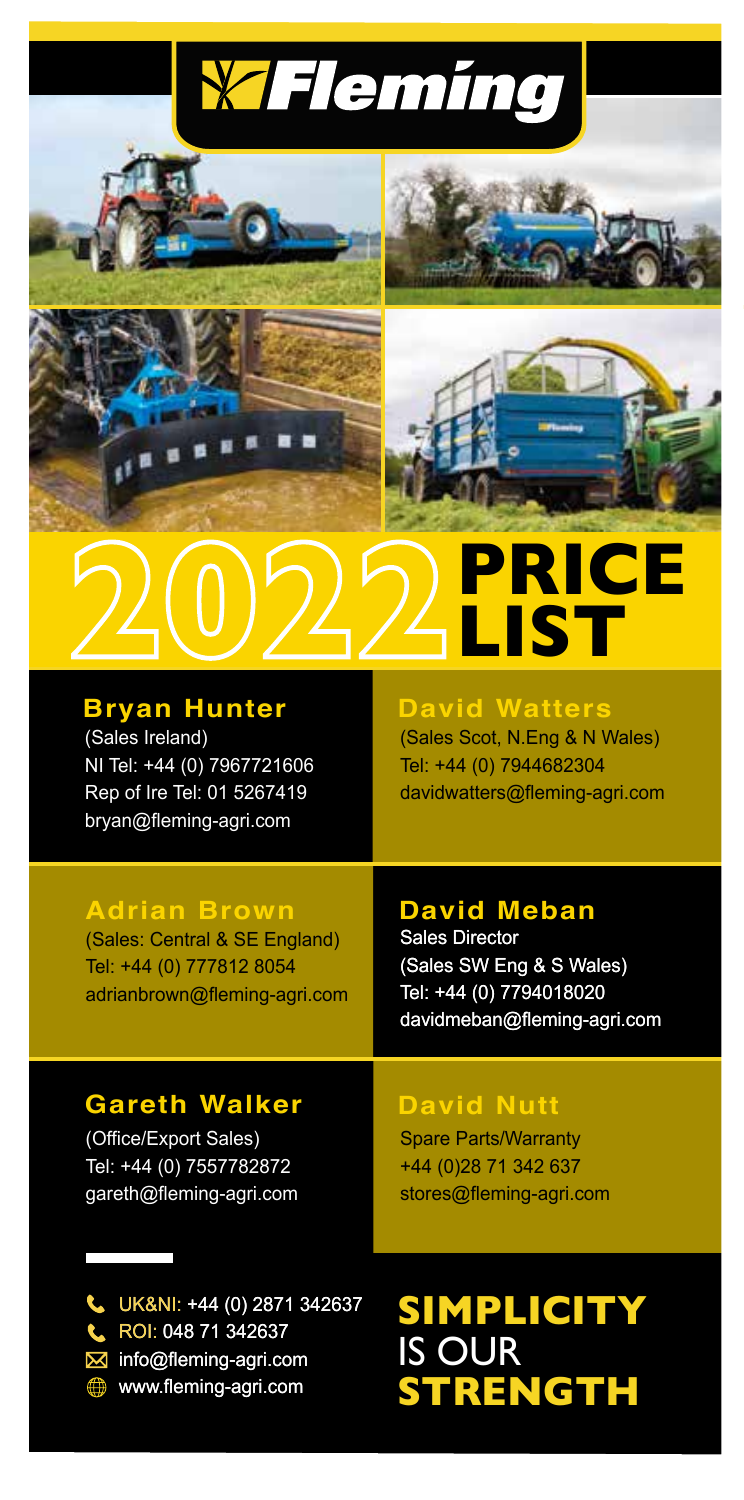# Fleming

# 2022 PRICE LIST

**Bryan Hunter**
(Sales Ireland)
NI Tel: +44 (0) 7967721606
Rep of Ire Tel: 01 5267419
bryan@fleming-agri.com

**David Watters**
(Sales Scot, N.Eng & N Wales)
Tel: +44 (0) 7944682304
davidwatters@fleming-agri.com

**Adrian Brown**
(Sales: Central & SE England)
Tel: +44 (0) 777812 8054
adrianbrown@fleming-agri.com

**David Meban**
Sales Director
(Sales SW Eng & S Wales)
Tel: +44 (0) 7794018020
davidmeban@fleming-agri.com

**Gareth Walker**
(Office/Export Sales)
Tel: +44 (0) 7557782872
gareth@fleming-agri.com

**David Nutt**
Spare Parts/Warranty
+44 (0)28 71 342 637
stores@fleming-agri.com

UK&NI: +44 (0) 2871 342637
ROI: 048 71 342637
info@fleming-agri.com
www.fleming-agri.com

**SIMPLICITY** IS OUR **STRENGTH**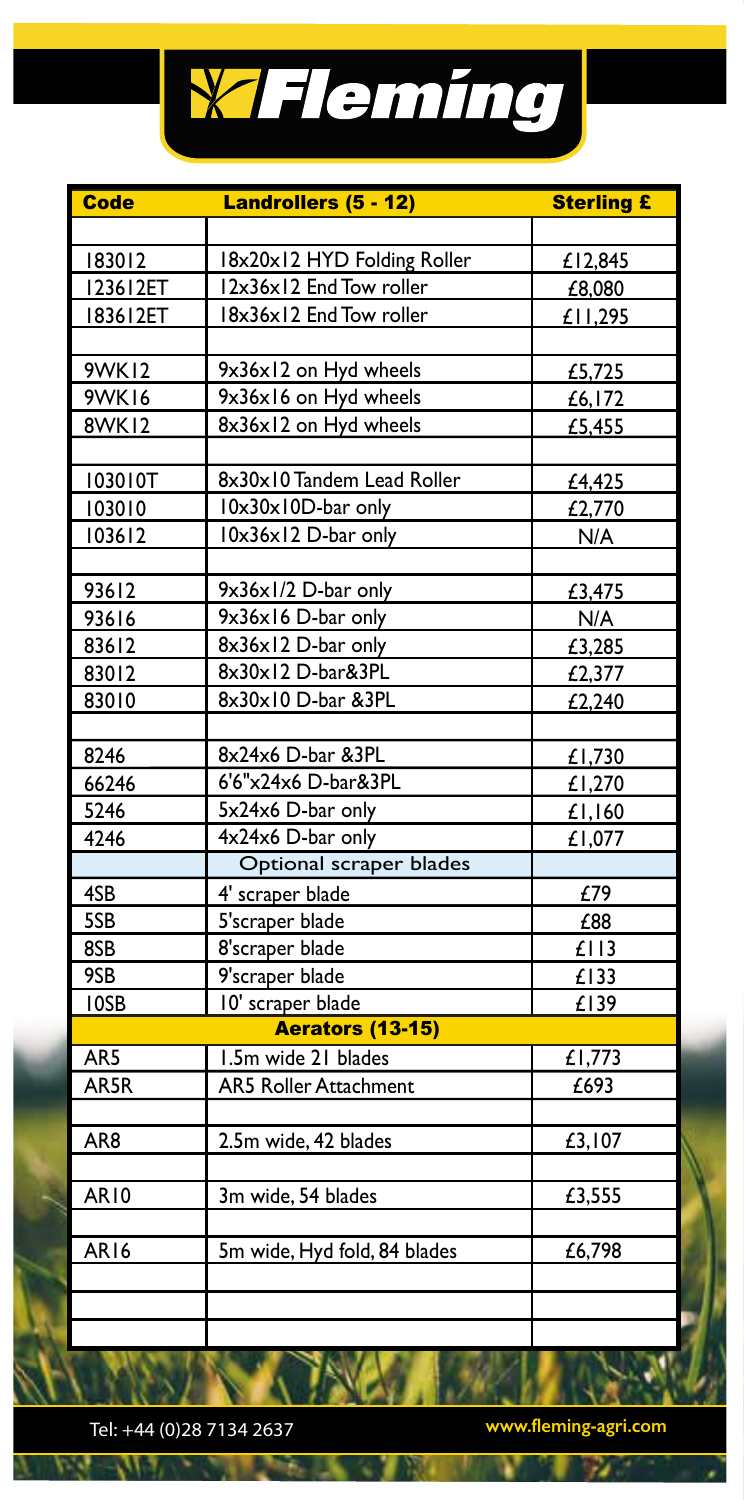# Fleming

| Code | Landrollers (5 - 12) | Sterling £ |
|---|---|---|
| | | |
| 183012 | 18x20x12 HYD Folding Roller | £12,845 |
| 123612ET | 12x36x12 End Tow roller | £8,080 |
| 183612ET | 18x36x12 End Tow roller | £11,295 |
| | | |
| 9WK12 | 9x36x12 on Hyd wheels | £5,725 |
| 9WK16 | 9x36x16 on Hyd wheels | £6,172 |
| 8WK12 | 8x36x12 on Hyd wheels | £5,455 |
| | | |
| 103010T | 8x30x10 Tandem Lead Roller | £4,425 |
| 103010 | 10x30x10D-bar only | £2,770 |
| 103612 | 10x36x12 D-bar only | N/A |
| | | |
| 93612 | 9x36x1/2 D-bar only | £3,475 |
| 93616 | 9x36x16 D-bar only | N/A |
| 83612 | 8x36x12 D-bar only | £3,285 |
| 83012 | 8x30x12 D-bar&3PL | £2,377 |
| 83010 | 8x30x10 D-bar &3PL | £2,240 |
| | | |
| 8246 | 8x24x6 D-bar &3PL | £1,730 |
| 66246 | 6'6"x24x6 D-bar&3PL | £1,270 |
| 5246 | 5x24x6 D-bar only | £1,160 |
| 4246 | 4x24x6 D-bar only | £1,077 |
| | Optional scraper blades | |
| 4SB | 4' scraper blade | £79 |
| 5SB | 5'scraper blade | £88 |
| 8SB | 8'scraper blade | £113 |
| 9SB | 9'scraper blade | £133 |
| 10SB | 10' scraper blade | £139 |
| | **Aerators (13-15)** | |
| AR5 | 1.5m wide 21 blades | £1,773 |
| AR5R | AR5 Roller Attachment | £693 |
| | | |
| AR8 | 2.5m wide, 42 blades | £3,107 |
| | | |
| AR10 | 3m wide, 54 blades | £3,555 |
| | | |
| AR16 | 5m wide, Hyd fold, 84 blades | £6,798 |
| | | |
| | | |
| | | |

Tel: +44 (0)28 7134 2637 www.fleming-agri.com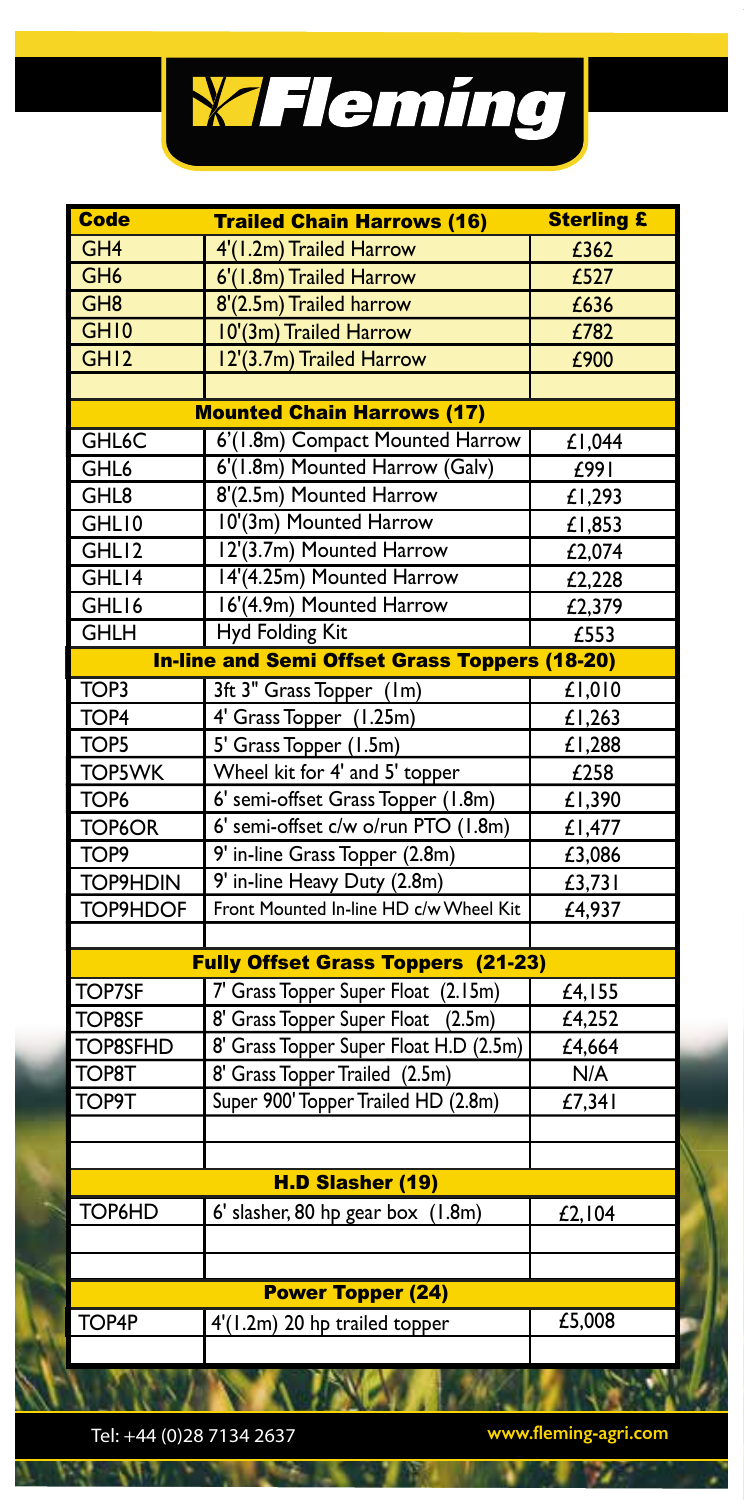# Fleming

| Code | Trailed Chain Harrows (16) | Sterling £ |
|---|---|---|
| GH4 | 4'(1.2m) Trailed Harrow | £362 |
| GH6 | 6'(1.8m) Trailed Harrow | £527 |
| GH8 | 8'(2.5m) Trailed harrow | £636 |
| GH10 | 10'(3m) Trailed Harrow | £782 |
| GH12 | 12'(3.7m) Trailed Harrow | £900 |
| | | |
| | **Mounted Chain Harrows (17)** | |
| GHL6C | 6'(1.8m) Compact Mounted Harrow | £1,044 |
| GHL6 | 6'(1.8m) Mounted Harrow (Galv) | £991 |
| GHL8 | 8'(2.5m) Mounted Harrow | £1,293 |
| GHL10 | 10'(3m) Mounted Harrow | £1,853 |
| GHL12 | 12'(3.7m) Mounted Harrow | £2,074 |
| GHL14 | 14'(4.25m) Mounted Harrow | £2,228 |
| GHL16 | 16'(4.9m) Mounted Harrow | £2,379 |
| GHLH | Hyd Folding Kit | £553 |
| | **In-line and Semi Offset Grass Toppers (18-20)** | |
| TOP3 | 3ft 3" Grass Topper (1m) | £1,010 |
| TOP4 | 4' Grass Topper (1.25m) | £1,263 |
| TOP5 | 5' Grass Topper (1.5m) | £1,288 |
| TOP5WK | Wheel kit for 4' and 5' topper | £258 |
| TOP6 | 6' semi-offset Grass Topper (1.8m) | £1,390 |
| TOP6OR | 6' semi-offset c/w o/run PTO (1.8m) | £1,477 |
| TOP9 | 9' in-line Grass Topper (2.8m) | £3,086 |
| TOP9HDIN | 9' in-line Heavy Duty (2.8m) | £3,731 |
| TOP9HDOF | Front Mounted In-line HD c/w Wheel Kit | £4,937 |
| | | |
| | **Fully Offset Grass Toppers (21-23)** | |
| TOP7SF | 7' Grass Topper Super Float (2.15m) | £4,155 |
| TOP8SF | 8' Grass Topper Super Float (2.5m) | £4,252 |
| TOP8SFHD | 8' Grass Topper Super Float H.D (2.5m) | £4,664 |
| TOP8T | 8' Grass Topper Trailed (2.5m) | N/A |
| TOP9T | Super 900' Topper Trailed HD (2.8m) | £7,341 |
| | | |
| | | |
| | **H.D Slasher (19)** | |
| TOP6HD | 6' slasher, 80 hp gear box (1.8m) | £2,104 |
| | | |
| | | |
| | **Power Topper (24)** | |
| TOP4P | 4'(1.2m) 20 hp trailed topper | £5,008 |

Tel: +44 (0)28 7134 2637 www.fleming-agri.com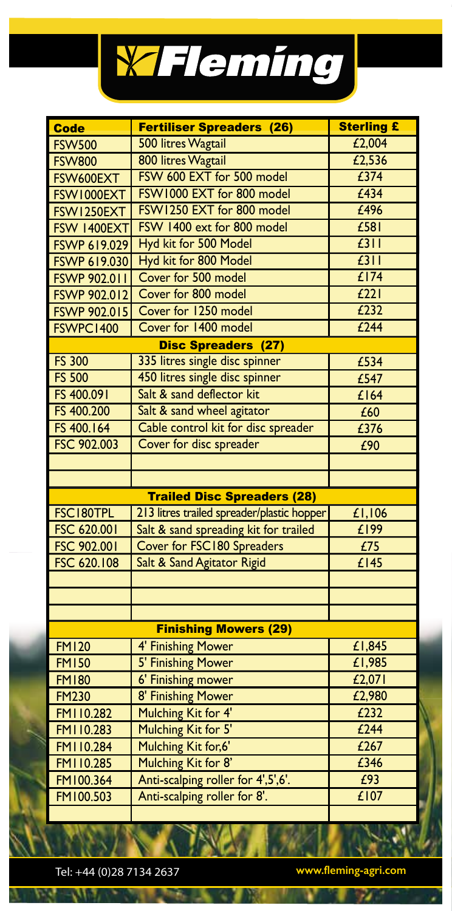# Fleming

| Code | Fertiliser Spreaders (26) | Sterling £ |
|---|---|---|
| FSW500 | 500 litres Wagtail | £2,004 |
| FSW800 | 800 litres Wagtail | £2,536 |
| FSW600EXT | FSW 600 EXT for 500 model | £374 |
| FSW1000EXT | FSW1000 EXT for 800 model | £434 |
| FSW1250EXT | FSW1250 EXT for 800 model | £496 |
| FSW 1400EXT | FSW 1400 ext for 800 model | £581 |
| FSWP 619.029 | Hyd kit for 500 Model | £311 |
| FSWP 619.030 | Hyd kit for 800 Model | £311 |
| FSWP 902.011 | Cover for 500 model | £174 |
| FSWP 902.012 | Cover for 800 model | £221 |
| FSWP 902.015 | Cover for 1250 model | £232 |
| FSWPC1400 | Cover for 1400 model | £244 |
| | **Disc Spreaders (27)** | |
| FS 300 | 335 litres single disc spinner | £534 |
| FS 500 | 450 litres single disc spinner | £547 |
| FS 400.091 | Salt & sand deflector kit | £164 |
| FS 400.200 | Salt & sand wheel agitator | £60 |
| FS 400.164 | Cable control kit for disc spreader | £376 |
| FSC 902.003 | Cover for disc spreader | £90 |
| | | |
| | | |
| | **Trailed Disc Spreaders (28)** | |
| FSC180TPL | 213 litres trailed spreader/plastic hopper | £1,106 |
| FSC 620.001 | Salt & sand spreading kit for trailed | £199 |
| FSC 902.001 | Cover for FSC180 Spreaders | £75 |
| FSC 620.108 | Salt & Sand Agitator Rigid | £145 |
| | | |
| | | |
| | | |
| | **Finishing Mowers (29)** | |
| FM120 | 4' Finishing Mower | £1,845 |
| FM150 | 5' Finishing Mower | £1,985 |
| FM180 | 6' Finishing mower | £2,071 |
| FM230 | 8' Finishing Mower | £2,980 |
| FM110.282 | Mulching Kit for 4' | £232 |
| FM110.283 | Mulching Kit for 5' | £244 |
| FM110.284 | Mulching Kit for,6' | £267 |
| FM110.285 | Mulching Kit for 8' | £346 |
| FM100.364 | Anti-scalping roller for 4',5',6'. | £93 |
| FM100.503 | Anti-scalping roller for 8'. | £107 |
| | | |

Tel: +44 (0)28 7134 2637 www.fleming-agri.com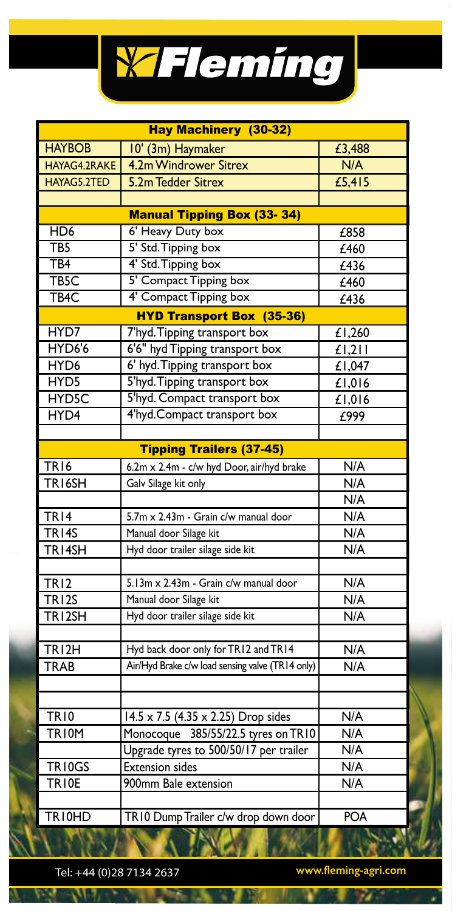# Fleming

| Hay Machinery (30-32) | | |
|---|---|---|
| HAYBOB | 10' (3m) Haymaker | £3,488 |
| HAYAG4.2RAKE | 4.2m Windrower Sitrex | N/A |
| HAYAG5.2TED | 5.2m Tedder Sitrex | £5,415 |
| | | |
| **Manual Tipping Box (33- 34)** | | |
| HD6 | 6' Heavy Duty box | £858 |
| TB5 | 5' Std. Tipping box | £460 |
| TB4 | 4' Std. Tipping box | £436 |
| TB5C | 5' Compact Tipping box | £460 |
| TB4C | 4' Compact Tipping box | £436 |
| **HYD Transport Box (35-36)** | | |
| HYD7 | 7'hyd. Tipping transport box | £1,260 |
| HYD6'6 | 6'6" hyd Tipping transport box | £1,211 |
| HYD6 | 6' hyd. Tipping transport box | £1,047 |
| HYD5 | 5'hyd. Tipping transport box | £1,016 |
| HYD5C | 5'hyd. Compact transport box | £1,016 |
| HYD4 | 4'hyd. Compact transport box | £999 |
| | | |
| **Tipping Trailers (37-45)** | | |
| TR16 | 6.2m x 2.4m - c/w hyd Door, air/hyd brake | N/A |
| TR16SH | Galv Silage kit only | N/A |
| | | N/A |
| TR14 | 5.7m x 2.43m - Grain c/w manual door | N/A |
| TR14S | Manual door Silage kit | N/A |
| TR14SH | Hyd door trailer silage side kit | N/A |
| | | |
| TR12 | 5.13m x 2.43m - Grain c/w manual door | N/A |
| TR12S | Manual door Silage kit | N/A |
| TR12SH | Hyd door trailer silage side kit | N/A |
| | | |
| TR12H | Hyd back door only for TR12 and TR14 | N/A |
| TRAB | Air/Hyd Brake c/w load sensing valve (TR14 only) | N/A |
| | | |
| | | |
| TR10 | 14.5 x 7.5 (4.35 x 2.25) Drop sides | N/A |
| TR10M | Monocoque 385/55/22.5 tyres on TR10 | N/A |
| | Upgrade tyres to 500/50/17 per trailer | N/A |
| TR10GS | Extension sides | N/A |
| TR10E | 900mm Bale extension | N/A |
| | | |
| TR10HD | TR10 Dump Trailer c/w drop down door | POA |

Tel: +44 (0)28 7134 2637 www.fleming-agri.com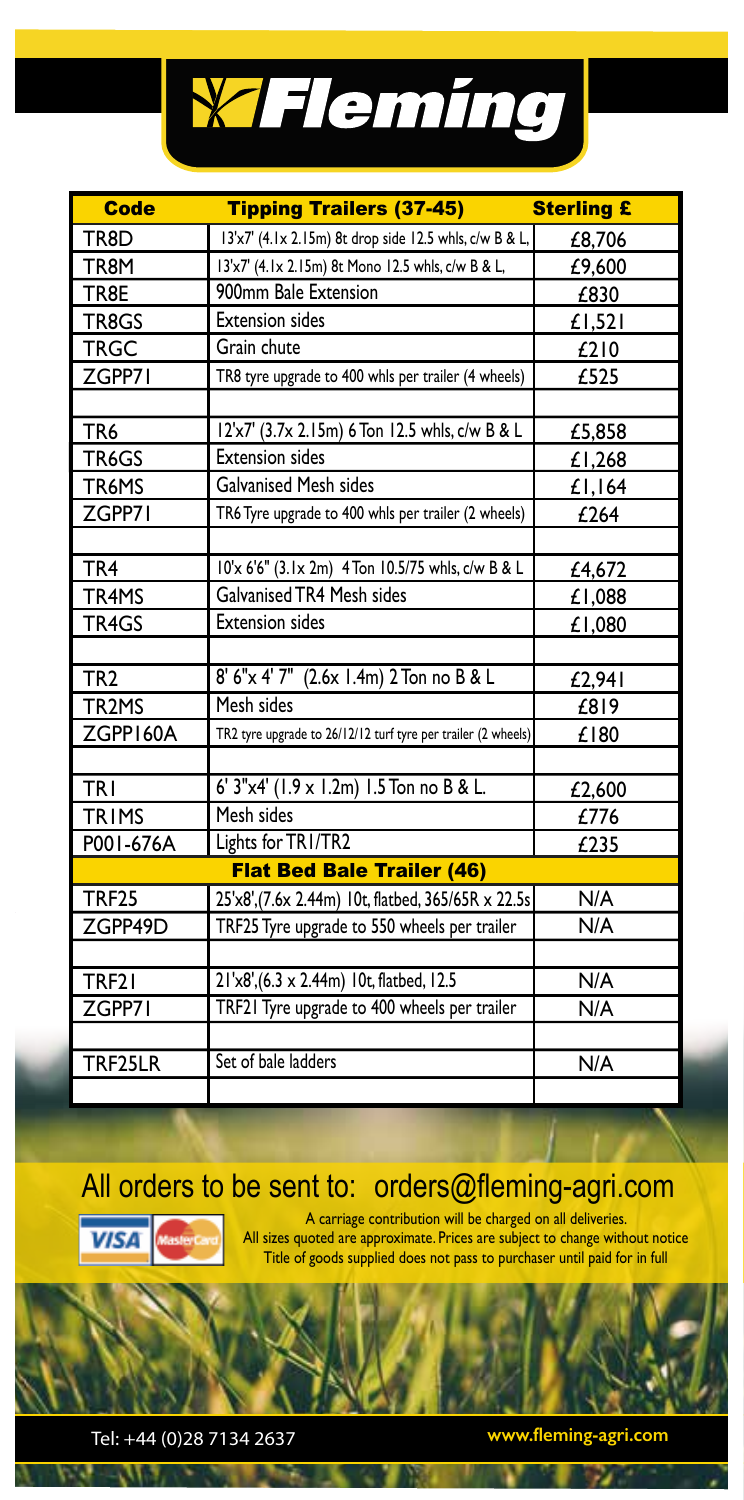# Fleming

| Code | Tipping Trailers (37-45) | Sterling £ |
|---|---|---|
| TR8D | 13'x7' (4.1x 2.15m) 8t drop side 12.5 whls, c/w B & L, | £8,706 |
| TR8M | 13'x7' (4.1x 2.15m) 8t Mono 12.5 whls, c/w B & L, | £9,600 |
| TR8E | 900mm Bale Extension | £830 |
| TR8GS | Extension sides | £1,521 |
| TRGC | Grain chute | £210 |
| ZGPP71 | TR8 tyre upgrade to 400 whls per trailer (4 wheels) | £525 |
| | | |
| TR6 | 12'x7' (3.7x 2.15m) 6 Ton 12.5 whls, c/w B & L | £5,858 |
| TR6GS | Extension sides | £1,268 |
| TR6MS | Galvanised Mesh sides | £1,164 |
| ZGPP71 | TR6 Tyre upgrade to 400 whls per trailer (2 wheels) | £264 |
| | | |
| TR4 | 10'x 6'6" (3.1x 2m) 4 Ton 10.5/75 whls, c/w B & L | £4,672 |
| TR4MS | Galvanised TR4 Mesh sides | £1,088 |
| TR4GS | Extension sides | £1,080 |
| | | |
| TR2 | 8' 6"x 4' 7" (2.6x 1.4m) 2 Ton no B & L | £2,941 |
| TR2MS | Mesh sides | £819 |
| ZGPP160A | TR2 tyre upgrade to 26/12/12 turf tyre per trailer (2 wheels) | £180 |
| | | |
| TR1 | 6' 3"x4' (1.9 x 1.2m) 1.5 Ton no B & L. | £2,600 |
| TR1MS | Mesh sides | £776 |
| P001-676A | Lights for TR1/TR2 | £235 |
| | **Flat Bed Bale Trailer (46)** | |
| TRF25 | 25'x8',(7.6x 2.44m) 10t, flatbed, 365/65R x 22.5s | N/A |
| ZGPP49D | TRF25 Tyre upgrade to 550 wheels per trailer | N/A |
| | | |
| TRF21 | 21'x8',(6.3 x 2.44m) 10t, flatbed, 12.5 | N/A |
| ZGPP71 | TRF21 Tyre upgrade to 400 wheels per trailer | N/A |
| | | |
| TRF25LR | Set of bale ladders | N/A |
| | | |

## All orders to be sent to: orders@fleming-agri.com

A carriage contribution will be charged on all deliveries.
All sizes quoted are approximate. Prices are subject to change without notice
Title of goods supplied does not pass to purchaser until paid for in full

Tel: +44 (0)28 7134 2637    www.fleming-agri.com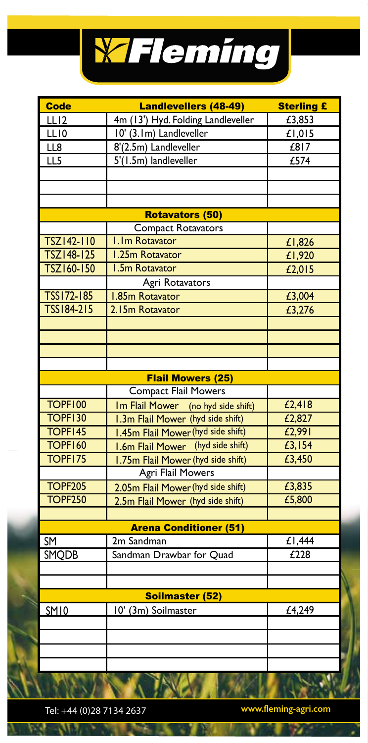# Fleming

| Code | Landlevellers (48-49) | Sterling £ |
|---|---|---|
| LL12 | 4m (13') Hyd. Folding Landleveller | £3,853 |
| LL10 | 10' (3.1m) Landleveller | £1,015 |
| LL8 | 8'(2.5m) Landleveller | £817 |
| LL5 | 5'(1.5m) landleveller | £574 |
| | | |
| | | |
| | | |
| | **Rotavators (50)** | |
| | Compact Rotavators | |
| TSZ142-110 | 1.1m Rotavator | £1,826 |
| TSZ148-125 | 1.25m Rotavator | £1,920 |
| TSZ160-150 | 1.5m Rotavator | £2,015 |
| | Agri Rotavators | |
| TSS172-185 | 1.85m Rotavator | £3,004 |
| TSS184-215 | 2.15m Rotavator | £3,276 |
| | | |
| | | |
| | | |
| | | |
| | **Flail Mowers (25)** | |
| | Compact Flail Mowers | |
| TOPF100 | 1m Flail Mower (no hyd side shift) | £2,418 |
| TOPF130 | 1.3m Flail Mower (hyd side shift) | £2,827 |
| TOPF145 | 1.45m Flail Mower (hyd side shift) | £2,991 |
| TOPF160 | 1.6m Flail Mower (hyd side shift) | £3,154 |
| TOPF175 | 1.75m Flail Mower (hyd side shift) | £3,450 |
| | Agri Flail Mowers | |
| TOPF205 | 2.05m Flail Mower (hyd side shift) | £3,835 |
| TOPF250 | 2.5m Flail Mower (hyd side shift) | £5,800 |
| | | |
| | **Arena Conditioner (51)** | |
| SM | 2m Sandman | £1,444 |
| SMQDB | Sandman Drawbar for Quad | £228 |
| | | |
| | | |
| | **Soilmaster (52)** | |
| SM10 | 10' (3m) Soilmaster | £4,249 |
| | | |
| | | |
| | | |
| | | |

Tel: +44 (0)28 7134 2637 www.fleming-agri.com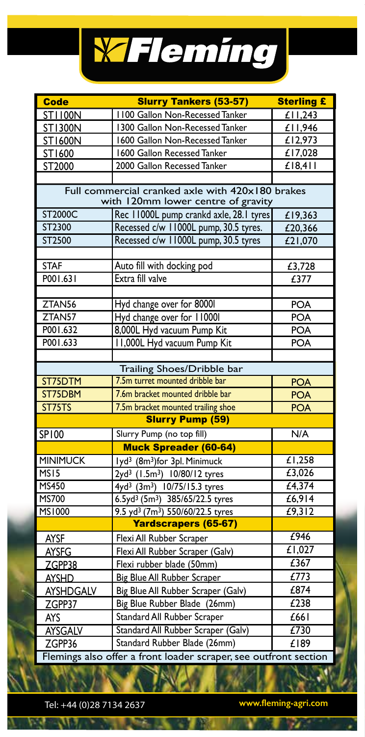# Fleming

| Code | Slurry Tankers (53-57) | Sterling £ |
|---|---|---|
| ST1100N | 1100 Gallon Non-Recessed Tanker | £11,243 |
| ST1300N | 1300 Gallon Non-Recessed Tanker | £11,946 |
| ST1600N | 1600 Gallon Non-Recessed Tanker | £12,973 |
| ST1600 | 1600 Gallon Recessed Tanker | £17,028 |
| ST2000 | 2000 Gallon Recessed Tanker | £18,411 |
| | | |
| Full commercial cranked axle with 420x180 brakes with 120mm lower centre of gravity | | |
| ST2000C | Rec 11000L pump crankd axle, 28.1 tyres | £19,363 |
| ST2300 | Recessed c/w 11000L pump, 30.5 tyres. | £20,366 |
| ST2500 | Recessed c/w 11000L pump, 30.5 tyres | £21,070 |
| | | |
| STAF | Auto fill with docking pod | £3,728 |
| P001.631 | Extra fill valve | £377 |
| | | |
| ZTAN56 | Hyd change over for 8000l | POA |
| ZTAN57 | Hyd change over for 11000l | POA |
| P001.632 | 8,000L Hyd vacuum Pump Kit | POA |
| P001.633 | 11,000L Hyd vacuum Pump Kit | POA |
| | | |
| Trailing Shoes/Dribble bar | | |
| ST75DTM | 7.5m turret mounted dribble bar | POA |
| ST75DBM | 7.6m bracket mounted dribble bar | POA |
| ST75TS | 7.5m bracket mounted trailing shoe | POA |
| **Slurry Pump (59)** | | |
| SP100 | Slurry Pump (no top fill) | N/A |
| | **Muck Spreader (60-64)** | |
| MINIMUCK | 1yd$^3$ (8m$^3$)for 3pl. Minimuck | £1,258 |
| MS15 | 2yd$^3$ (1.5m$^3$) 10/80/12 tyres | £3,026 |
| MS450 | 4yd$^3$ (3m$^3$) 10/75/15.3 tyres | £4,374 |
| MS700 | 6.5yd$^3$ (5m$^3$) 385/65/22.5 tyres | £6,914 |
| MS1000 | 9.5 yd$^3$ (7m$^3$) 550/60/22.5 tyres | £9,312 |
| | **Yardscrapers (65-67)** | |
| AYSF | Flexi All Rubber Scraper | £946 |
| AYSFG | Flexi All Rubber Scraper (Galv) | £1,027 |
| ZGPP38 | Flexi rubber blade (50mm) | £367 |
| AYSHD | Big Blue All Rubber Scraper | £773 |
| AYSHDGALV | Big Blue All Rubber Scraper (Galv) | £874 |
| ZGPP37 | Big Blue Rubber Blade (26mm) | £238 |
| AYS | Standard All Rubber Scraper | £661 |
| AYSGALV | Standard All Rubber Scraper (Galv) | £730 |
| ZGPP36 | Standard Rubber Blade (26mm) | £189 |
| Flemings also offer a front loader scraper, see outfront section | | |

Tel: +44 (0)28 7134 2637 www.fleming-agri.com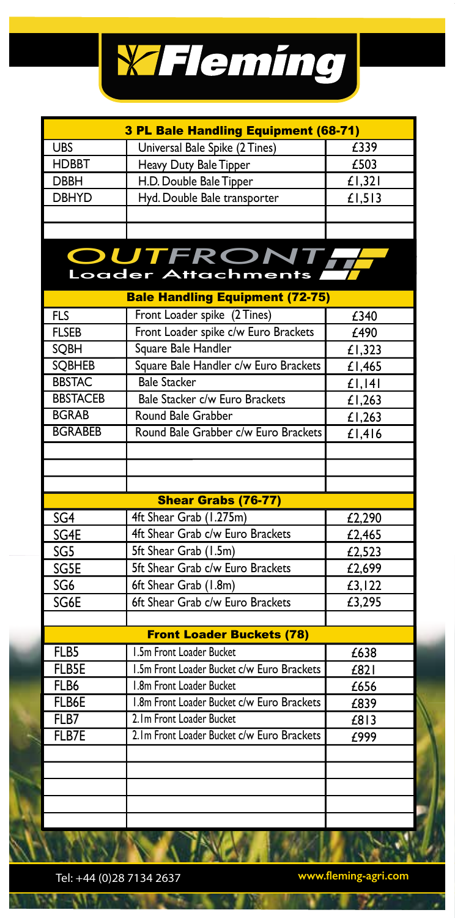# Fleming

| 3 PL Bale Handling Equipment (68-71) | | |
|---|---|---|
| UBS | Universal Bale Spike (2 Tines) | £339 |
| HDBBT | Heavy Duty Bale Tipper | £503 |
| DBBH | H.D. Double Bale Tipper | £1,321 |
| DBHYD | Hyd. Double Bale transporter | £1,513 |

## OUTFRONT Loader Attachments

| Bale Handling Equipment (72-75) | | |
|---|---|---|
| FLS | Front Loader spike (2 Tines) | £340 |
| FLSEB | Front Loader spike c/w Euro Brackets | £490 |
| SQBH | Square Bale Handler | £1,323 |
| SQBHEB | Square Bale Handler c/w Euro Brackets | £1,465 |
| BBSTAC | Bale Stacker | £1,141 |
| BBSTACEB | Bale Stacker c/w Euro Brackets | £1,263 |
| BGRAB | Round Bale Grabber | £1,263 |
| BGRABEB | Round Bale Grabber c/w Euro Brackets | £1,416 |

| Shear Grabs (76-77) | | |
|---|---|---|
| SG4 | 4ft Shear Grab (1.275m) | £2,290 |
| SG4E | 4ft Shear Grab c/w Euro Brackets | £2,465 |
| SG5 | 5ft Shear Grab (1.5m) | £2,523 |
| SG5E | 5ft Shear Grab c/w Euro Brackets | £2,699 |
| SG6 | 6ft Shear Grab (1.8m) | £3,122 |
| SG6E | 6ft Shear Grab c/w Euro Brackets | £3,295 |

| Front Loader Buckets (78) | | |
|---|---|---|
| FLB5 | 1.5m Front Loader Bucket | £638 |
| FLB5E | 1.5m Front Loader Bucket c/w Euro Brackets | £821 |
| FLB6 | 1.8m Front Loader Bucket | £656 |
| FLB6E | 1.8m Front Loader Bucket c/w Euro Brackets | £839 |
| FLB7 | 2.1m Front Loader Bucket | £813 |
| FLB7E | 2.1m Front Loader Bucket c/w Euro Brackets | £999 |

Tel: +44 (0)28 7134 2637 www.fleming-agri.com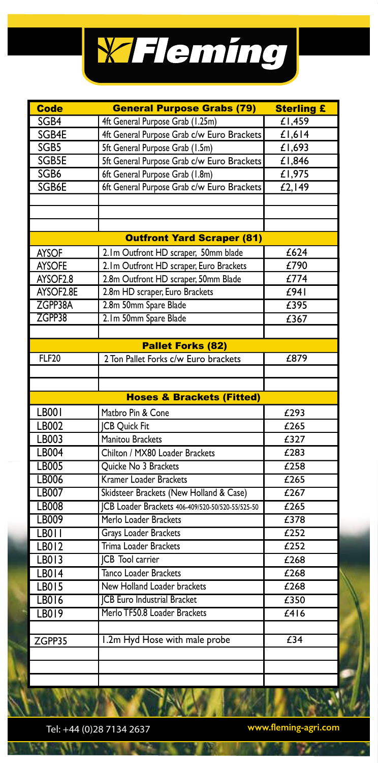# Fleming

| Code | General Purpose Grabs (79) | Sterling £ |
|---|---|---|
| SGB4 | 4ft General Purpose Grab (1.25m) | £1,459 |
| SGB4E | 4ft General Purpose Grab c/w Euro Brackets | £1,614 |
| SGB5 | 5ft General Purpose Grab (1.5m) | £1,693 |
| SGB5E | 5ft General Purpose Grab c/w Euro Brackets | £1,846 |
| SGB6 | 6ft General Purpose Grab (1.8m) | £1,975 |
| SGB6E | 6ft General Purpose Grab c/w Euro Brackets | £2,149 |
| | | |
| | | |
| | | |
| | **Outfront Yard Scraper (81)** | |
| AYSOF | 2.1m Outfront HD scraper, 50mm blade | £624 |
| AYSOFE | 2.1m Outfront HD scraper, Euro Brackets | £790 |
| AYSOF2.8 | 2.8m Outfront HD scraper, 50mm Blade | £774 |
| AYSOF2.8E | 2.8m HD scraper, Euro Brackets | £941 |
| ZGPP38A | 2.8m 50mm Spare Blade | £395 |
| ZGPP38 | 2.1m 50mm Spare Blade | £367 |
| | | |
| | **Pallet Forks (82)** | |
| FLF20 | 2 Ton Pallet Forks c/w Euro brackets | £879 |
| | | |
| | | |
| | **Hoses & Brackets (Fitted)** | |
| LB001 | Matbro Pin & Cone | £293 |
| LB002 | JCB Quick Fit | £265 |
| LB003 | Manitou Brackets | £327 |
| LB004 | Chilton / MX80 Loader Brackets | £283 |
| LB005 | Quicke No 3 Brackets | £258 |
| LB006 | Kramer Loader Brackets | £265 |
| LB007 | Skidsteer Brackets (New Holland & Case) | £267 |
| LB008 | JCB Loader Brackets 406-409/520-50/520-55/525-50 | £265 |
| LB009 | Merlo Loader Brackets | £378 |
| LB011 | Grays Loader Brackets | £252 |
| LB012 | Trima Loader Brackets | £252 |
| LB013 | JCB Tool carrier | £268 |
| LB014 | Tanco Loader Brackets | £268 |
| LB015 | New Holland Loader brackets | £268 |
| LB016 | JCB Euro Industrial Bracket | £350 |
| LB019 | Merlo TF50.8 Loader Brackets | £416 |
| | | |
| ZGPP35 | 1.2m Hyd Hose with male probe | £34 |
| | | |
| | | |
| | | |

Tel: +44 (0)28 7134 2637 www.fleming-agri.com